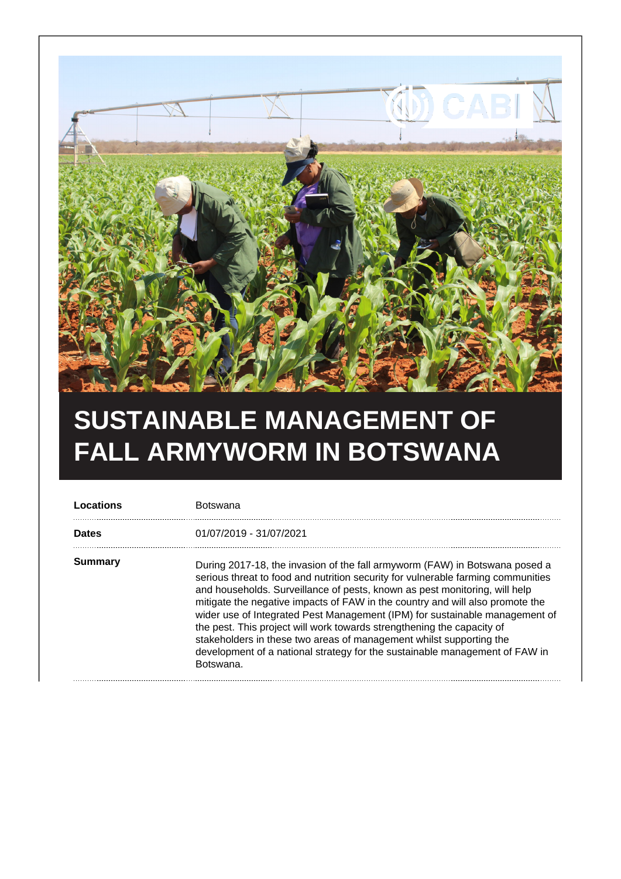# SUSTAINABLE MANAGEMENT OF FALL ARMYWORM IN BOTSWANA

| | |
|---|---|
| **Locations** | Botswana |
| **Dates** | 01/07/2019 - 31/07/2021 |
| **Summary** | During 2017-18, the invasion of the fall armyworm (FAW) in Botswana posed a serious threat to food and nutrition security for vulnerable farming communities and households. Surveillance of pests, known as pest monitoring, will help mitigate the negative impacts of FAW in the country and will also promote the wider use of Integrated Pest Management (IPM) for sustainable management of the pest. This project will work towards strengthening the capacity of stakeholders in these two areas of management whilst supporting the development of a national strategy for the sustainable management of FAW in Botswana. |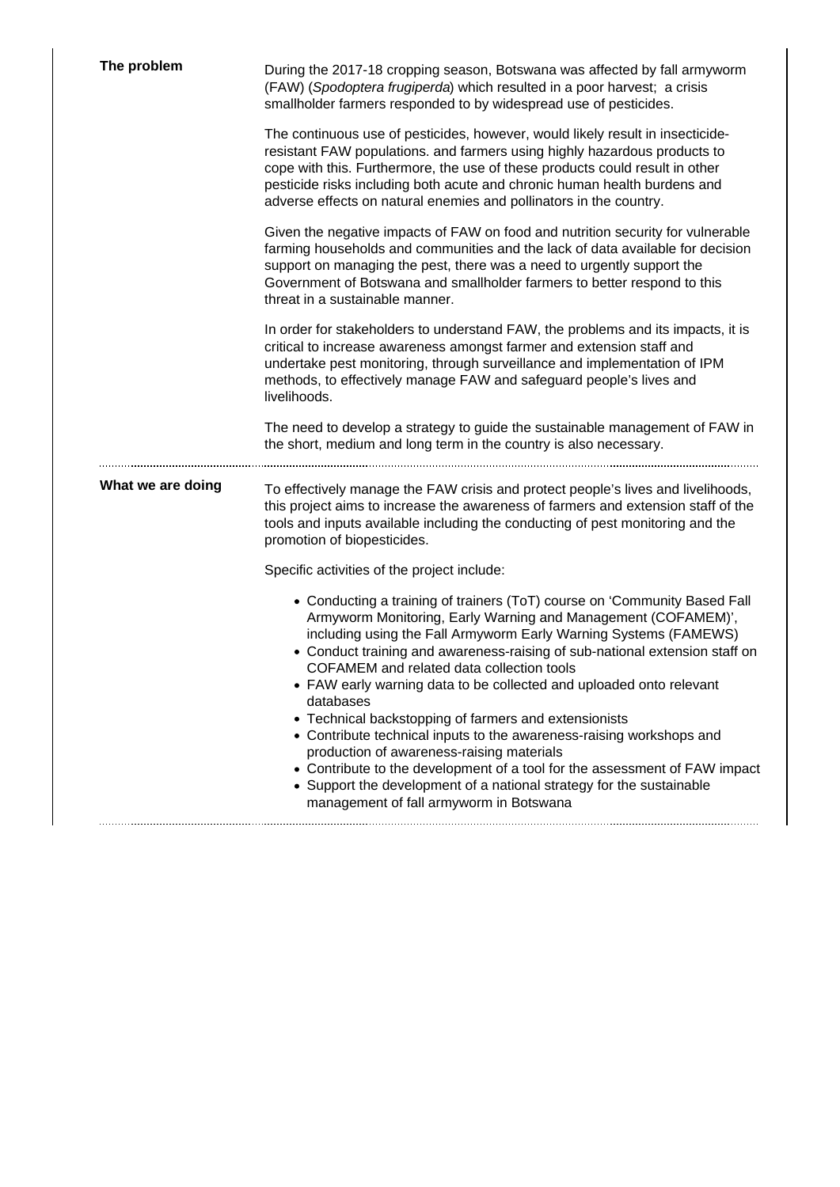## The problem

During the 2017-18 cropping season, Botswana was affected by fall armyworm (FAW) (*Spodoptera frugiperda*) which resulted in a poor harvest; a crisis smallholder farmers responded to by widespread use of pesticides.

The continuous use of pesticides, however, would likely result in insecticide-resistant FAW populations. and farmers using highly hazardous products to cope with this. Furthermore, the use of these products could result in other pesticide risks including both acute and chronic human health burdens and adverse effects on natural enemies and pollinators in the country.

Given the negative impacts of FAW on food and nutrition security for vulnerable farming households and communities and the lack of data available for decision support on managing the pest, there was a need to urgently support the Government of Botswana and smallholder farmers to better respond to this threat in a sustainable manner.

In order for stakeholders to understand FAW, the problems and its impacts, it is critical to increase awareness amongst farmer and extension staff and undertake pest monitoring, through surveillance and implementation of IPM methods, to effectively manage FAW and safeguard people's lives and livelihoods.

The need to develop a strategy to guide the sustainable management of FAW in the short, medium and long term in the country is also necessary.

## What we are doing

To effectively manage the FAW crisis and protect people's lives and livelihoods, this project aims to increase the awareness of farmers and extension staff of the tools and inputs available including the conducting of pest monitoring and the promotion of biopesticides.

Specific activities of the project include:

- Conducting a training of trainers (ToT) course on 'Community Based Fall Armyworm Monitoring, Early Warning and Management (COFAMEM)', including using the Fall Armyworm Early Warning Systems (FAMEWS)
- Conduct training and awareness-raising of sub-national extension staff on COFAMEM and related data collection tools
- FAW early warning data to be collected and uploaded onto relevant databases
- Technical backstopping of farmers and extensionists
- Contribute technical inputs to the awareness-raising workshops and production of awareness-raising materials
- Contribute to the development of a tool for the assessment of FAW impact
- Support the development of a national strategy for the sustainable management of fall armyworm in Botswana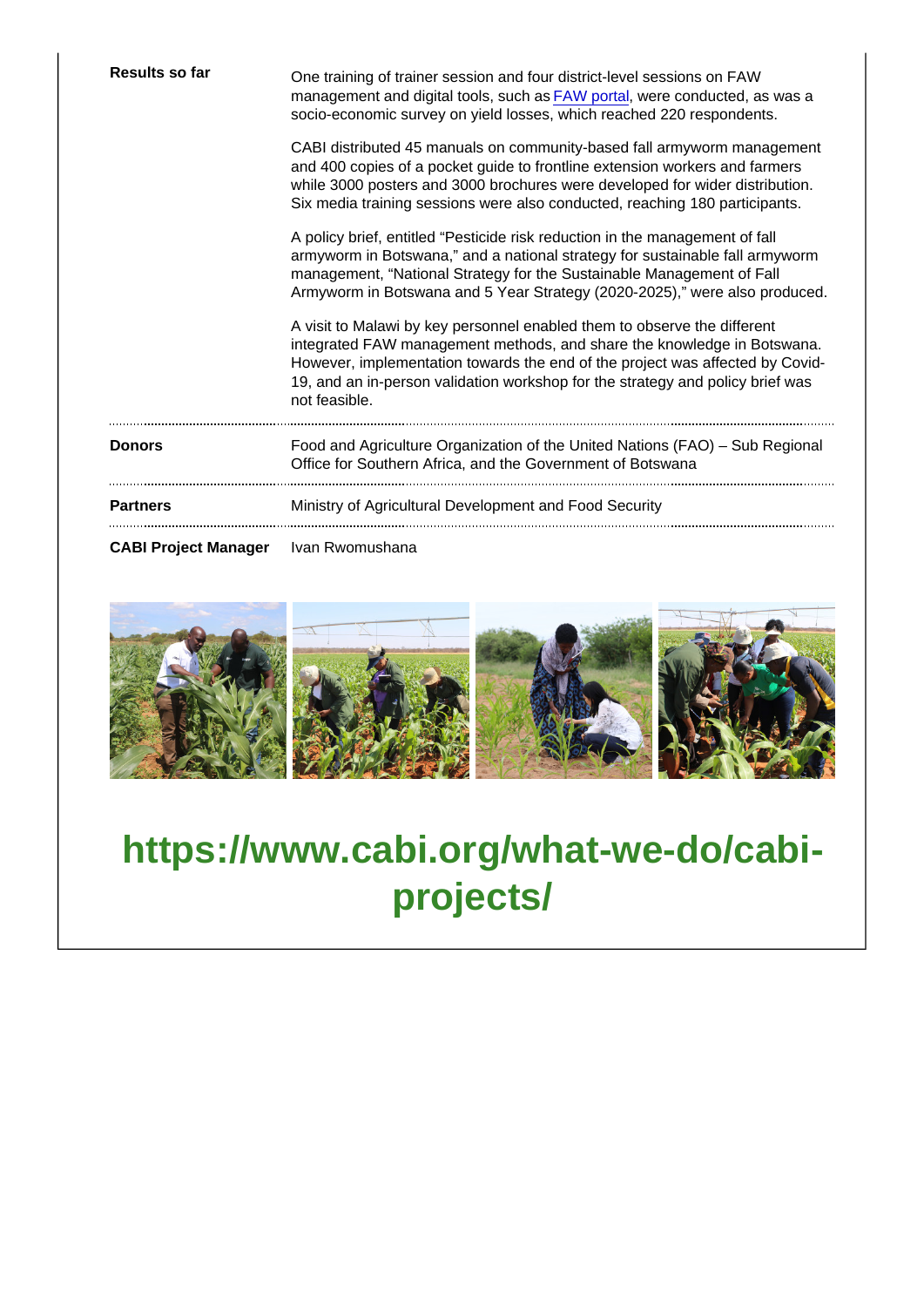| | |
|---|---|
| **Results so far** | One training of trainer session and four district-level sessions on FAW management and digital tools, such as [FAW portal](), were conducted, as was a socio-economic survey on yield losses, which reached 220 respondents.<br><br>CABI distributed 45 manuals on community-based fall armyworm management and 400 copies of a pocket guide to frontline extension workers and farmers while 3000 posters and 3000 brochures were developed for wider distribution. Six media training sessions were also conducted, reaching 180 participants.<br><br>A policy brief, entitled "Pesticide risk reduction in the management of fall armyworm in Botswana," and a national strategy for sustainable fall armyworm management, "National Strategy for the Sustainable Management of Fall Armyworm in Botswana and 5 Year Strategy (2020-2025)," were also produced.<br><br>A visit to Malawi by key personnel enabled them to observe the different integrated FAW management methods, and share the knowledge in Botswana. However, implementation towards the end of the project was affected by Covid-19, and an in-person validation workshop for the strategy and policy brief was not feasible. |
| **Donors** | Food and Agriculture Organization of the United Nations (FAO) – Sub Regional Office for Southern Africa, and the Government of Botswana |
| **Partners** | Ministry of Agricultural Development and Food Security |
| **CABI Project Manager** | Ivan Rwomushana |

## https://www.cabi.org/what-we-do/cabi-projects/